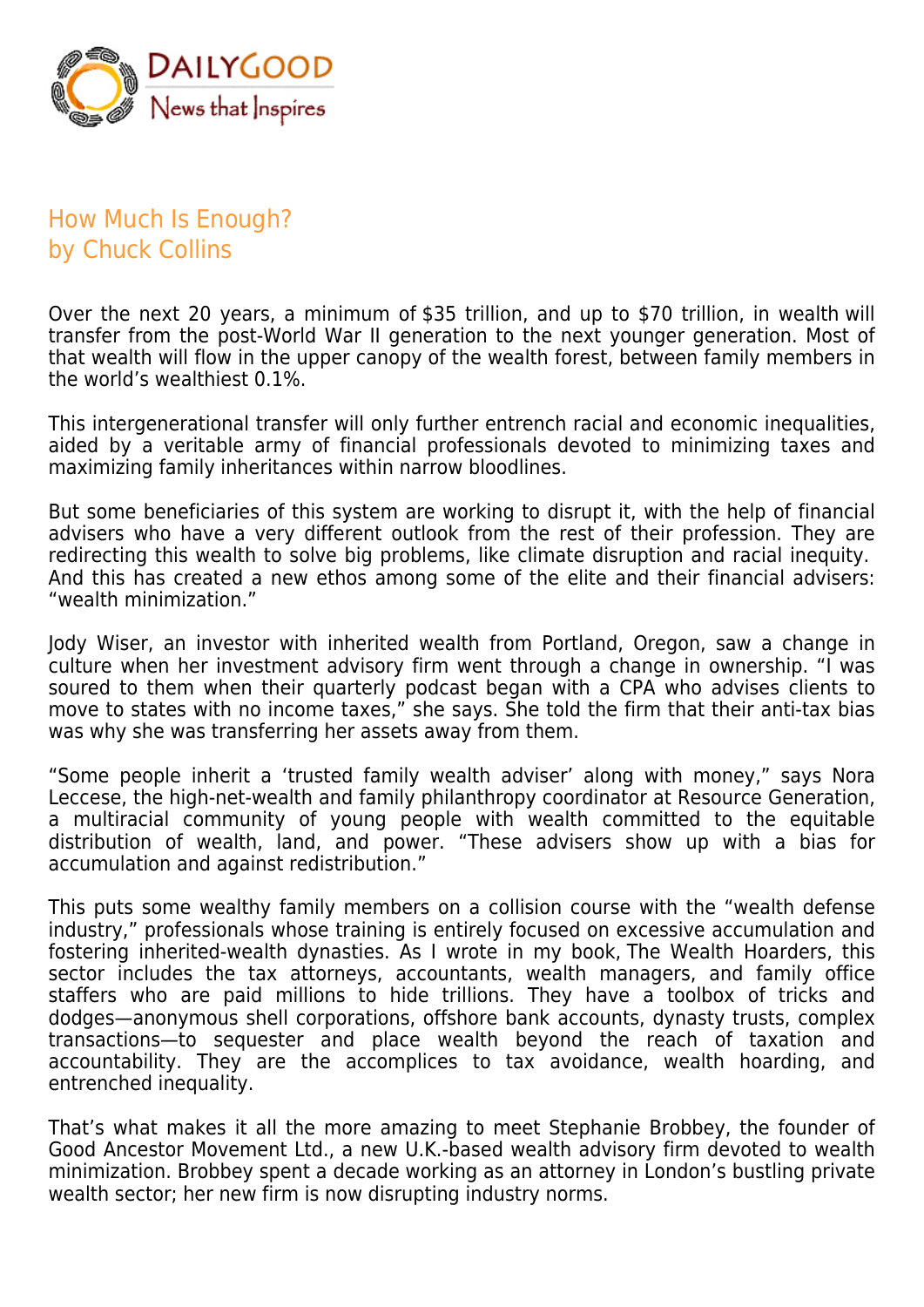# How Much Is Enough?
## by Chuck Collins

Over the next 20 years, a minimum of $35 trillion, and up to $70 trillion, in wealth will transfer from the post-World War II generation to the next younger generation. Most of that wealth will flow in the upper canopy of the wealth forest, between family members in the world's wealthiest 0.1%.

This intergenerational transfer will only further entrench racial and economic inequalities, aided by a veritable army of financial professionals devoted to minimizing taxes and maximizing family inheritances within narrow bloodlines.

But some beneficiaries of this system are working to disrupt it, with the help of financial advisers who have a very different outlook from the rest of their profession. They are redirecting this wealth to solve big problems, like climate disruption and racial inequity. And this has created a new ethos among some of the elite and their financial advisers: "wealth minimization."

Jody Wiser, an investor with inherited wealth from Portland, Oregon, saw a change in culture when her investment advisory firm went through a change in ownership. "I was soured to them when their quarterly podcast began with a CPA who advises clients to move to states with no income taxes," she says. She told the firm that their anti-tax bias was why she was transferring her assets away from them.

"Some people inherit a 'trusted family wealth adviser' along with money," says Nora Leccese, the high-net-wealth and family philanthropy coordinator at Resource Generation, a multiracial community of young people with wealth committed to the equitable distribution of wealth, land, and power. "These advisers show up with a bias for accumulation and against redistribution."

This puts some wealthy family members on a collision course with the "wealth defense industry," professionals whose training is entirely focused on excessive accumulation and fostering inherited-wealth dynasties. As I wrote in my book, The Wealth Hoarders, this sector includes the tax attorneys, accountants, wealth managers, and family office staffers who are paid millions to hide trillions. They have a toolbox of tricks and dodges—anonymous shell corporations, offshore bank accounts, dynasty trusts, complex transactions—to sequester and place wealth beyond the reach of taxation and accountability. They are the accomplices to tax avoidance, wealth hoarding, and entrenched inequality.

That's what makes it all the more amazing to meet Stephanie Brobbey, the founder of Good Ancestor Movement Ltd., a new U.K.-based wealth advisory firm devoted to wealth minimization. Brobbey spent a decade working as an attorney in London's bustling private wealth sector; her new firm is now disrupting industry norms.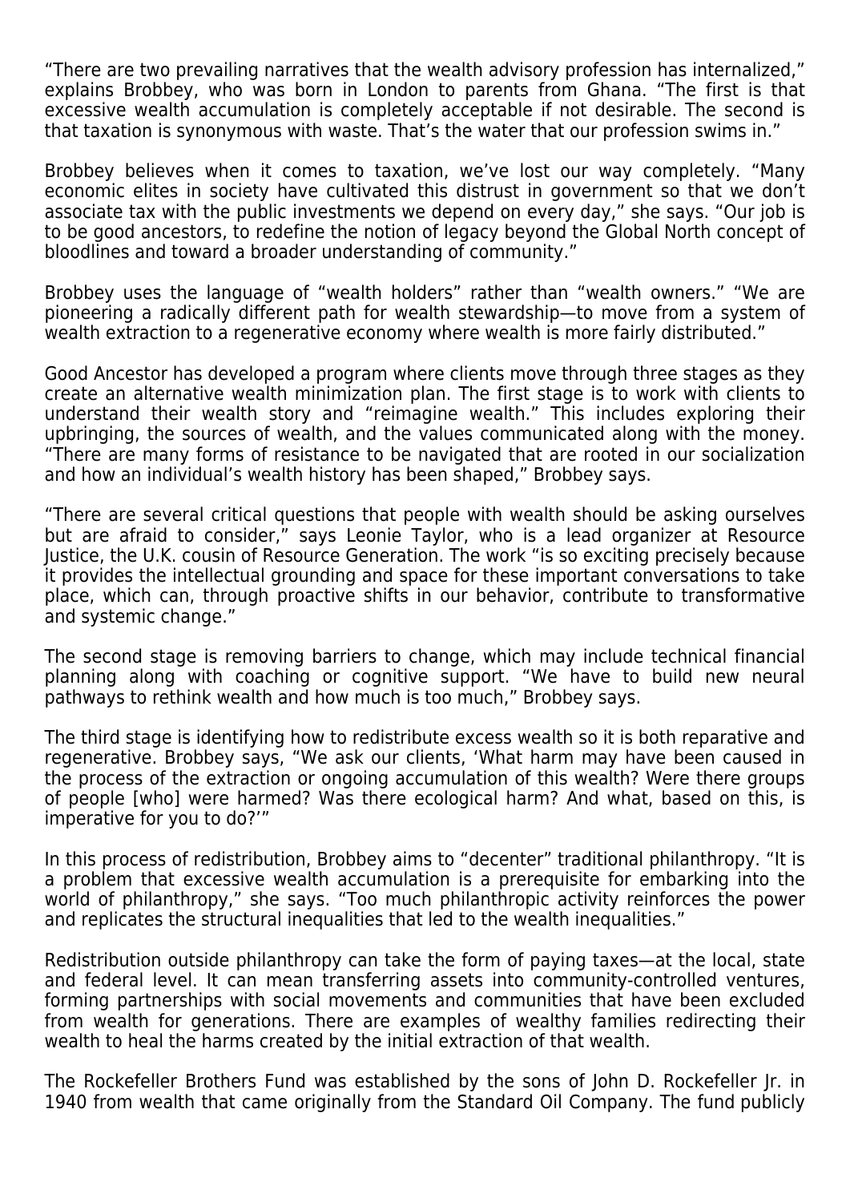"There are two prevailing narratives that the wealth advisory profession has internalized," explains Brobbey, who was born in London to parents from Ghana. "The first is that excessive wealth accumulation is completely acceptable if not desirable. The second is that taxation is synonymous with waste. That's the water that our profession swims in."

Brobbey believes when it comes to taxation, we've lost our way completely. "Many economic elites in society have cultivated this distrust in government so that we don't associate tax with the public investments we depend on every day," she says. "Our job is to be good ancestors, to redefine the notion of legacy beyond the Global North concept of bloodlines and toward a broader understanding of community."

Brobbey uses the language of "wealth holders" rather than "wealth owners." "We are pioneering a radically different path for wealth stewardship—to move from a system of wealth extraction to a regenerative economy where wealth is more fairly distributed."

Good Ancestor has developed a program where clients move through three stages as they create an alternative wealth minimization plan. The first stage is to work with clients to understand their wealth story and "reimagine wealth." This includes exploring their upbringing, the sources of wealth, and the values communicated along with the money. "There are many forms of resistance to be navigated that are rooted in our socialization and how an individual's wealth history has been shaped," Brobbey says.

"There are several critical questions that people with wealth should be asking ourselves but are afraid to consider," says Leonie Taylor, who is a lead organizer at Resource Justice, the U.K. cousin of Resource Generation. The work "is so exciting precisely because it provides the intellectual grounding and space for these important conversations to take place, which can, through proactive shifts in our behavior, contribute to transformative and systemic change."

The second stage is removing barriers to change, which may include technical financial planning along with coaching or cognitive support. "We have to build new neural pathways to rethink wealth and how much is too much," Brobbey says.

The third stage is identifying how to redistribute excess wealth so it is both reparative and regenerative. Brobbey says, "We ask our clients, 'What harm may have been caused in the process of the extraction or ongoing accumulation of this wealth? Were there groups of people [who] were harmed? Was there ecological harm? And what, based on this, is imperative for you to do?'"

In this process of redistribution, Brobbey aims to "decenter" traditional philanthropy. "It is a problem that excessive wealth accumulation is a prerequisite for embarking into the world of philanthropy," she says. "Too much philanthropic activity reinforces the power and replicates the structural inequalities that led to the wealth inequalities."

Redistribution outside philanthropy can take the form of paying taxes—at the local, state and federal level. It can mean transferring assets into community-controlled ventures, forming partnerships with social movements and communities that have been excluded from wealth for generations. There are examples of wealthy families redirecting their wealth to heal the harms created by the initial extraction of that wealth.

The Rockefeller Brothers Fund was established by the sons of John D. Rockefeller Jr. in 1940 from wealth that came originally from the Standard Oil Company. The fund publicly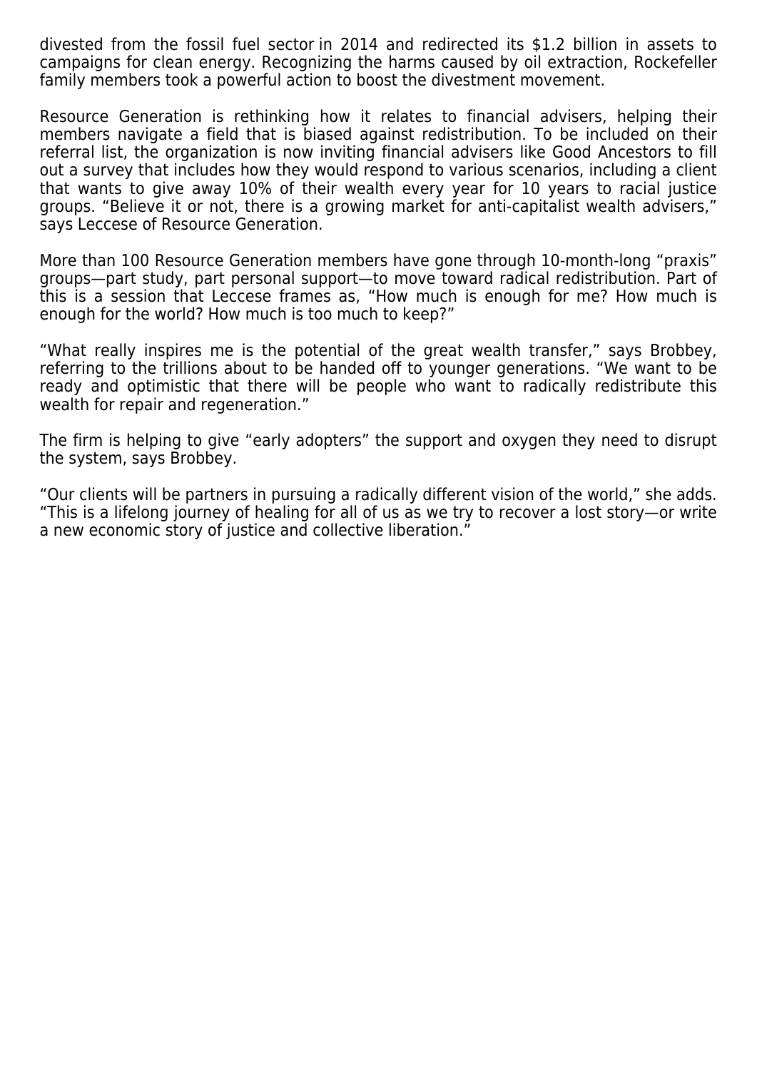divested from the fossil fuel sector in 2014 and redirected its $1.2 billion in assets to campaigns for clean energy. Recognizing the harms caused by oil extraction, Rockefeller family members took a powerful action to boost the divestment movement.

Resource Generation is rethinking how it relates to financial advisers, helping their members navigate a field that is biased against redistribution. To be included on their referral list, the organization is now inviting financial advisers like Good Ancestors to fill out a survey that includes how they would respond to various scenarios, including a client that wants to give away 10% of their wealth every year for 10 years to racial justice groups. "Believe it or not, there is a growing market for anti-capitalist wealth advisers," says Leccese of Resource Generation.

More than 100 Resource Generation members have gone through 10-month-long "praxis" groups—part study, part personal support—to move toward radical redistribution. Part of this is a session that Leccese frames as, "How much is enough for me? How much is enough for the world? How much is too much to keep?"

"What really inspires me is the potential of the great wealth transfer," says Brobbey, referring to the trillions about to be handed off to younger generations. "We want to be ready and optimistic that there will be people who want to radically redistribute this wealth for repair and regeneration."

The firm is helping to give "early adopters" the support and oxygen they need to disrupt the system, says Brobbey.

"Our clients will be partners in pursuing a radically different vision of the world," she adds. "This is a lifelong journey of healing for all of us as we try to recover a lost story—or write a new economic story of justice and collective liberation."